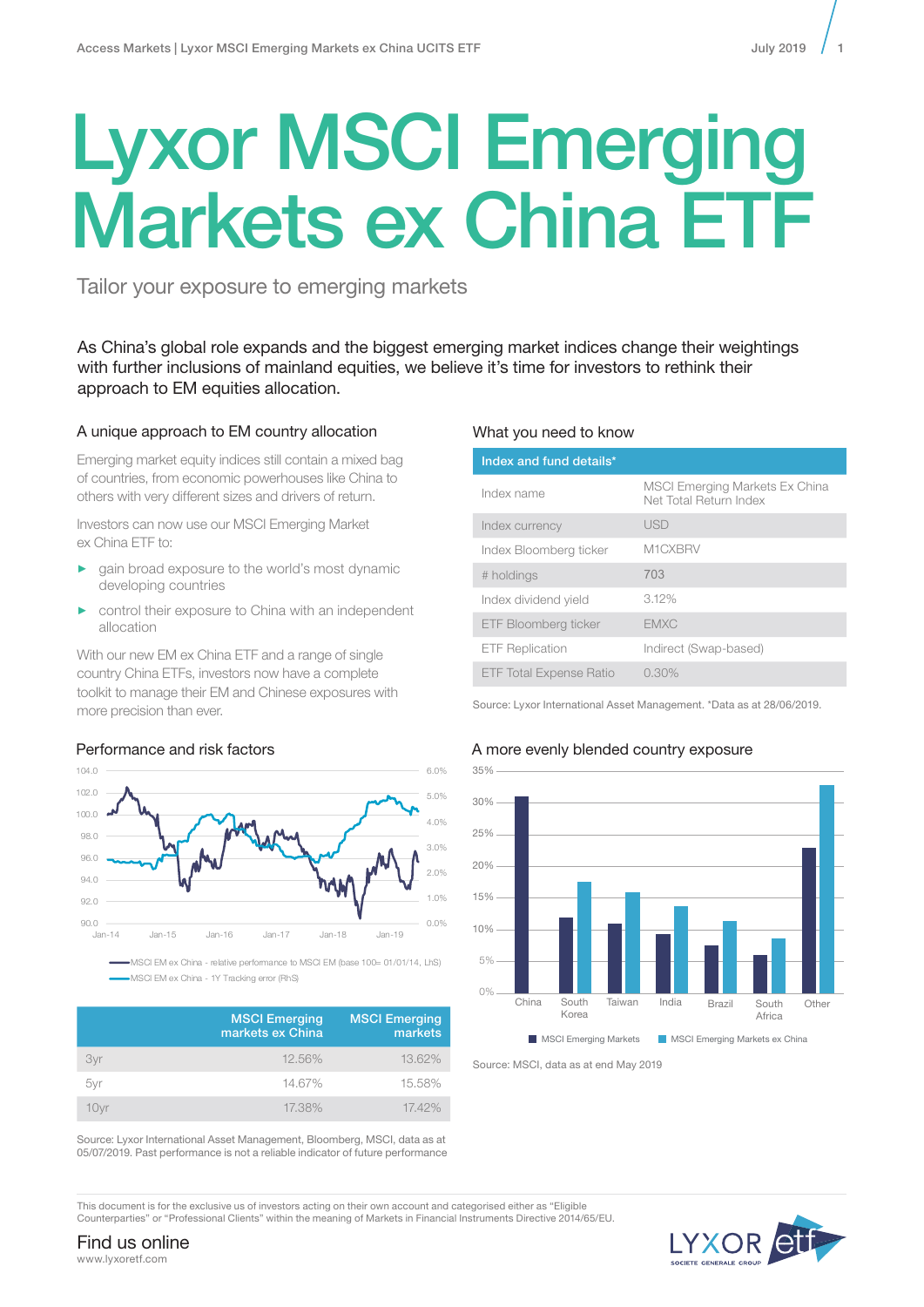# Lyxor MSCI Emerging Markets ex China ETF

Tailor your exposure to emerging markets

As China's global role expands and the biggest emerging market indices change their weightings with further inclusions of mainland equities, we believe it's time for investors to rethink their approach to EM equities allocation.

## A unique approach to EM country allocation

Emerging market equity indices still contain a mixed bag of countries, from economic powerhouses like China to others with very different sizes and drivers of return.

Investors can now use our MSCI Emerging Market ex China ETF to:

- gain broad exposure to the world's most dynamic developing countries
- control their exposure to China with an independent allocation

With our new EM ex China ETF and a range of single country China ETFs, investors now have a complete toolkit to manage their EM and Chinese exposures with more precision than ever.

## What you need to know

| Index and fund details* | |
|---|---|
| Index name | MSCI Emerging Markets Ex China Net Total Return Index |
| Index currency | USD |
| Index Bloomberg ticker | M1CXBRV |
| # holdings | 703 |
| Index dividend yield | 3.12% |
| ETF Bloomberg ticker | EMXC |
| ETF Replication | Indirect (Swap-based) |
| ETF Total Expense Ratio | 0.30% |

Source: Lyxor International Asset Management. *Data as at 28/06/2019.

## Performance and risk factors

MSCI EM ex China - relative performance to MSCI EM (base 100= 01/01/14, LhS)

MSCI EM ex China - 1Y Tracking error (RhS)

| | MSCI Emerging markets ex China | MSCI Emerging markets |
|---|---|---|
| 3yr | 12.56% | 13.62% |
| 5yr | 14.67% | 15.58% |
| 10yr | 17.38% | 17.42% |

Source: Lyxor International Asset Management, Bloomberg, MSCI, data as at 05/07/2019. Past performance is not a reliable indicator of future performance

## A more evenly blended country exposure

MSCI Emerging Markets / MSCI Emerging Markets ex China

Source: MSCI, data as at end May 2019

This document is for the exclusive use of investors acting on their own account and categorised either as "Eligible Counterparties" or "Professional Clients" within the meaning of Markets in Financial Instruments Directive 2014/65/EU.

Find us online
www.lyxoretf.com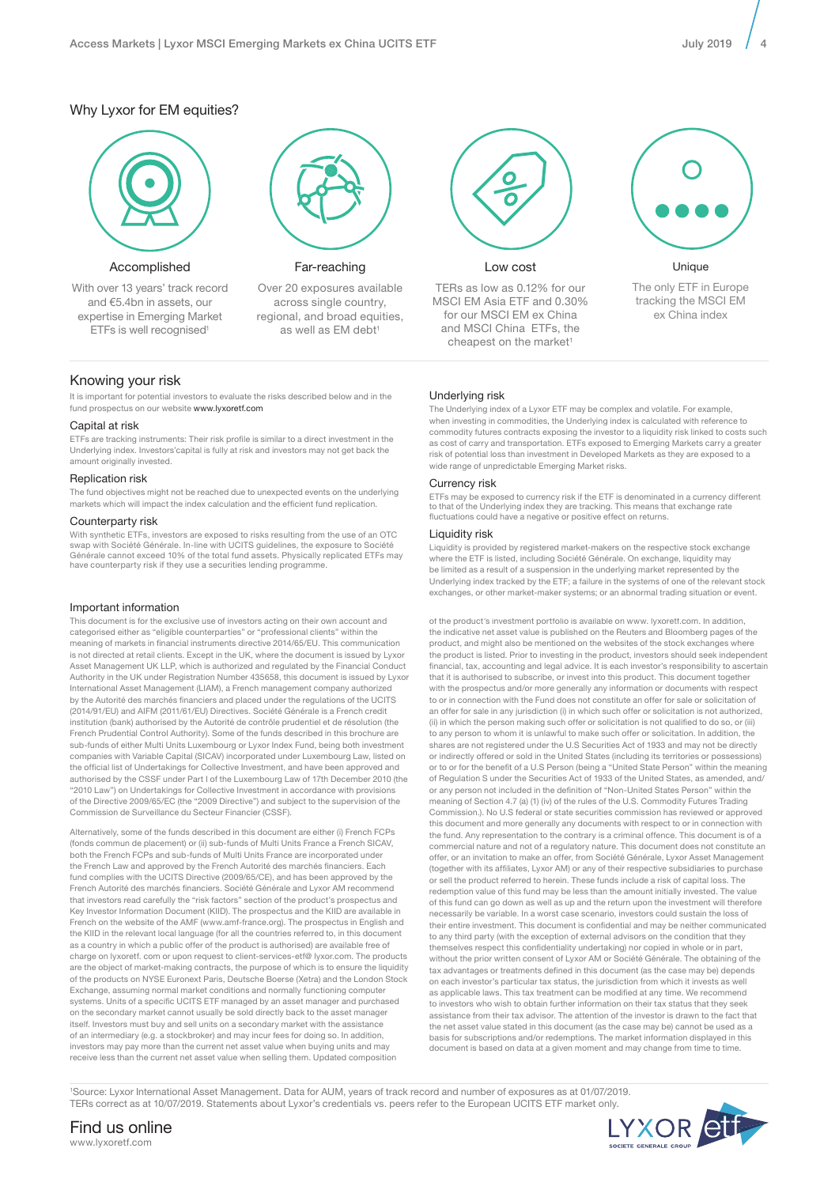## Why Lyxor for EM equities?

### Accomplished

With over 13 years' track record and €5.4bn in assets, our expertise in Emerging Market ETFs is well recognised[1]

### Far-reaching

Over 20 exposures available across single country, regional, and broad equities, as well as EM debt[1]

### Low cost

TERs as low as 0.12% for our MSCI EM Asia ETF and 0.30% for our MSCI EM ex China and MSCI China ETFs, the cheapest on the market[1]

### Unique

The only ETF in Europe tracking the MSCI EM ex China index

## Knowing your risk

It is important for potential investors to evaluate the risks described below and in the fund prospectus on our website www.lyxoretf.com

### Capital at risk

ETFs are tracking instruments: Their risk profile is similar to a direct investment in the Underlying index. Investors'capital is fully at risk and investors may not get back the amount originally invested.

### Replication risk

The fund objectives might not be reached due to unexpected events on the underlying markets which will impact the index calculation and the efficient fund replication.

### Counterparty risk

With synthetic ETFs, investors are exposed to risks resulting from the use of an OTC swap with Société Générale. In-line with UCITS guidelines, the exposure to Société Générale cannot exceed 10% of the total fund assets. Physically replicated ETFs may have counterparty risk if they use a securities lending programme.

### Underlying risk

The Underlying index of a Lyxor ETF may be complex and volatile. For example, when investing in commodities, the Underlying index is calculated with reference to commodity futures contracts exposing the investor to a liquidity risk linked to costs such as cost of carry and transportation. ETFs exposed to Emerging Markets carry a greater risk of potential loss than investment in Developed Markets as they are exposed to a wide range of unpredictable Emerging Market risks.

### Currency risk

ETFs may be exposed to currency risk if the ETF is denominated in a currency different to that of the Underlying index they are tracking. This means that exchange rate fluctuations could have a negative or positive effect on returns.

### Liquidity risk

Liquidity is provided by registered market-makers on the respective stock exchange where the ETF is listed, including Société Générale. On exchange, liquidity may be limited as a result of a suspension in the underlying market represented by the Underlying index tracked by the ETF; a failure in the systems of one of the relevant stock exchanges, or other market-maker systems; or an abnormal trading situation or event.

## Important information

This document is for the exclusive use of investors acting on their own account and categorised either as "eligible counterparties" or "professional clients" within the meaning of markets in financial instruments directive 2014/65/EU. This communication is not directed at retail clients. Except in the UK, where the document is issued by Lyxor Asset Management UK LLP, which is authorized and regulated by the Financial Conduct Authority in the UK under Registration Number 435658, this document is issued by Lyxor International Asset Management (LIAM), a French management company authorized by the Autorité des marchés financiers and placed under the regulations of the UCITS (2014/91/EU) and AIFM (2011/61/EU) Directives. Société Générale is a French credit institution (bank) authorised by the Autorité de contrôle prudentiel et de résolution (the French Prudential Control Authority). Some of the funds described in this brochure are sub-funds of either Multi Units Luxembourg or Lyxor Index Fund, being both investment companies with Variable Capital (SICAV) incorporated under Luxembourg law, listed on the official list of Undertakings for Collective Investment, and have been approved and authorised by the CSSF under Part I of the Luxembourg Law of 17th December 2010 (the "2010 Law") on Undertakings for Collective Investment in accordance with provisions of the Directive 2009/65/EC (the "2009 Directive") and subject to the supervision of the Commission de Surveillance du Secteur Financier (CSSF).

Alternatively, some of the funds described in this document are either (i) French FCPs (fonds commun de placement) or (ii) sub-funds of Multi Units France a French SICAV, both the French FCPs and sub-funds of Multi Units France are incorporated under the French Law and approved by the French Autorité des marchés financiers. Each fund complies with the UCITS Directive (2009/65/CE), and has been approved by the French Autorité des marchés financiers. Société Générale and Lyxor AM recommend that investors read carefully the "risk factors" section of the product's prospectus and Key Investor Information Document (KIID). The prospectus and the KIID are available in French on the website of the AMF (www.amf-france.org). The prospectus in English and the KIID in the relevant local language (for all the countries referred to, in this document as a country in which a public offer of the product is authorised) are available free of charge on lyxoretf. com or upon request to client-services-etf@ lyxor.com. The products are the object of market-making contracts, the purpose of which is to ensure the liquidity of the products on NYSE Euronext Paris, Deutsche Boerse (Xetra) and the London Stock Exchange, assuming normal market conditions and normally functioning computer systems. Units of a specific UCITS ETF managed by an asset manager and purchased on the secondary market cannot usually be sold directly back to the asset manager itself. Investors must buy and sell units on a secondary market with the assistance of an intermediary (e.g. a stockbroker) and may incur fees for doing so. In addition, investors may pay more than the current net asset value when buying units and may receive less than the current net asset value when selling them. Updated composition of the product's investment portfolio is available on www. lyxoretf.com. In addition, the indicative net asset value is published on the Reuters and Bloomberg pages of the product, and might also be mentioned on the websites of the stock exchanges where the product is listed. Prior to investing in the product, investors should seek independent financial, tax, accounting and legal advice. It is each investor's responsibility to ascertain that it is authorised to subscribe, or invest into this product. This document together with the prospectus and/or more generally any information or documents with respect to or in connection with the Fund does not constitute an offer for sale or solicitation of an offer for sale in any jurisdiction (i) in which such offer or solicitation is not authorized, (ii) in which the person making such offer or solicitation is not qualified to do so, or (iii) to any person to whom it is unlawful to make such offer or solicitation. In addition, the shares are not registered under the U.S Securities Act of 1933 and may not be directly or indirectly offered or sold in the United States (including its territories or possessions) or to or for the benefit of a U.S Person (being a "United State Person" within the meaning of Regulation S under the Securities Act of 1933 of the United States, as amended, and/ or any person not included in the definition of "Non-United States Person" within the meaning of Section 4.7 (a) (1) (iv) of the rules of the U.S. Commodity Futures Trading Commission.). No U.S federal or state securities commission has reviewed or approved this document and more generally any documents with respect to or in connection with the fund. Any representation to the contrary is a criminal offence. This document is of a commercial nature and not of a regulatory nature. This document does not constitute an offer, or an invitation to make an offer, from Société Générale, Lyxor Asset Management (together with its affiliates, Lyxor AM) or any of their respective subsidiaries to purchase or sell the product referred to herein. These funds include a risk of capital loss. The redemption value of this fund may be less than the amount initially invested. The value of this fund can go down as well as up and the return upon the investment will therefore necessarily be variable. In a worst case scenario, investors could sustain the loss of their entire investment. This document is confidential and may be neither communicated to any third party (with the exception of external advisors on the condition that they themselves respect this confidentiality undertaking) nor copied in whole or in part, without the prior written consent of Lyxor AM or Société Générale. The obtaining of the tax advantages or treatments defined in this document (as the case may be) depends on each investor's particular tax status, the jurisdiction from which it invests as well as applicable laws. This tax treatment can be modified at any time. We recommend to investors who wish to obtain further information on their tax status that they seek assistance from their tax advisor. The attention of the investor is drawn to the fact that the net asset value stated in this document (as the case may be) cannot be used as a basis for subscriptions and/or redemptions. The market information displayed in this document is based on data at a given moment and may change from time to time.

[1]Source: Lyxor International Asset Management. Data for AUM, years of track record and number of exposures as at 01/07/2019. TERs correct as at 10/07/2019. Statements about Lyxor's credentials vs. peers refer to the European UCITS ETF market only.

Find us online
www.lyxoretf.com

LYXOR etf
SOCIETE GENERALE GROUP